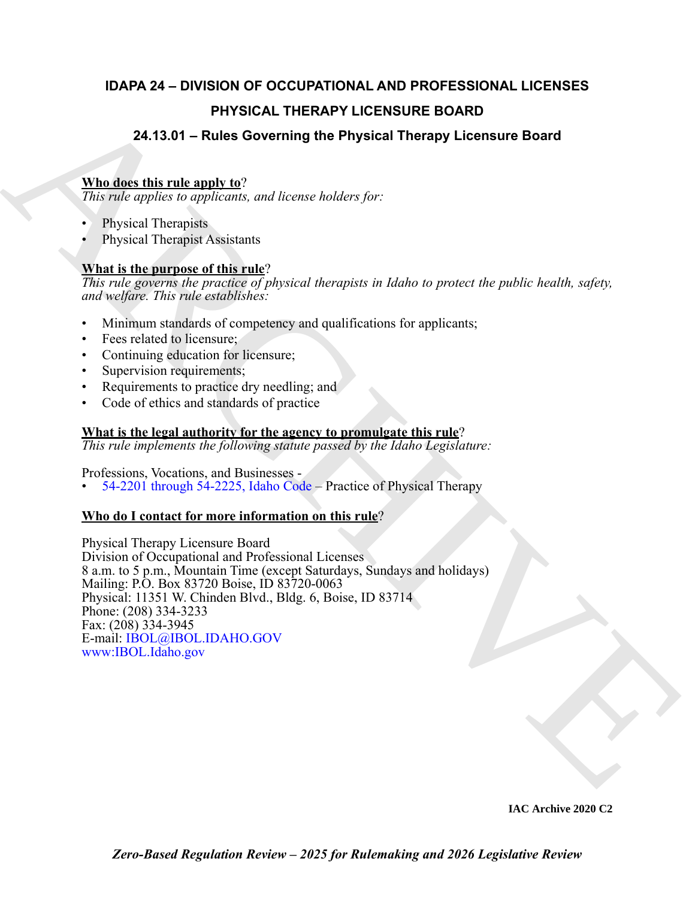# IDAPA 24 – DIVISION OF OCCUPATIONAL AND PROFESSIONAL LICENSES

## PHYSICAL THERAPY LICENSURE BOARD

## 24.13.01 – Rules Governing the Physical Therapy Licensure Board

**Who does this rule apply to**?
*This rule applies to applicants, and license holders for:*

- Physical Therapists
- Physical Therapist Assistants

**What is the purpose of this rule**?
*This rule governs the practice of physical therapists in Idaho to protect the public health, safety, and welfare. This rule establishes:*

- Minimum standards of competency and qualifications for applicants;
- Fees related to licensure;
- Continuing education for licensure;
- Supervision requirements;
- Requirements to practice dry needling; and
- Code of ethics and standards of practice

**What is the legal authority for the agency to promulgate this rule**?
*This rule implements the following statute passed by the Idaho Legislature:*

Professions, Vocations, and Businesses -
- 54-2201 through 54-2225, Idaho Code – Practice of Physical Therapy

**Who do I contact for more information on this rule**?

Physical Therapy Licensure Board
Division of Occupational and Professional Licenses
8 a.m. to 5 p.m., Mountain Time (except Saturdays, Sundays and holidays)
Mailing: P.O. Box 83720 Boise, ID 83720-0063
Physical: 11351 W. Chinden Blvd., Bldg. 6, Boise, ID 83714
Phone: (208) 334-3233
Fax: (208) 334-3945
E-mail: IBOL@IBOL.IDAHO.GOV
www:IBOL.Idaho.gov

IAC Archive 2020 C2

*Zero-Based Regulation Review – 2025 for Rulemaking and 2026 Legislative Review*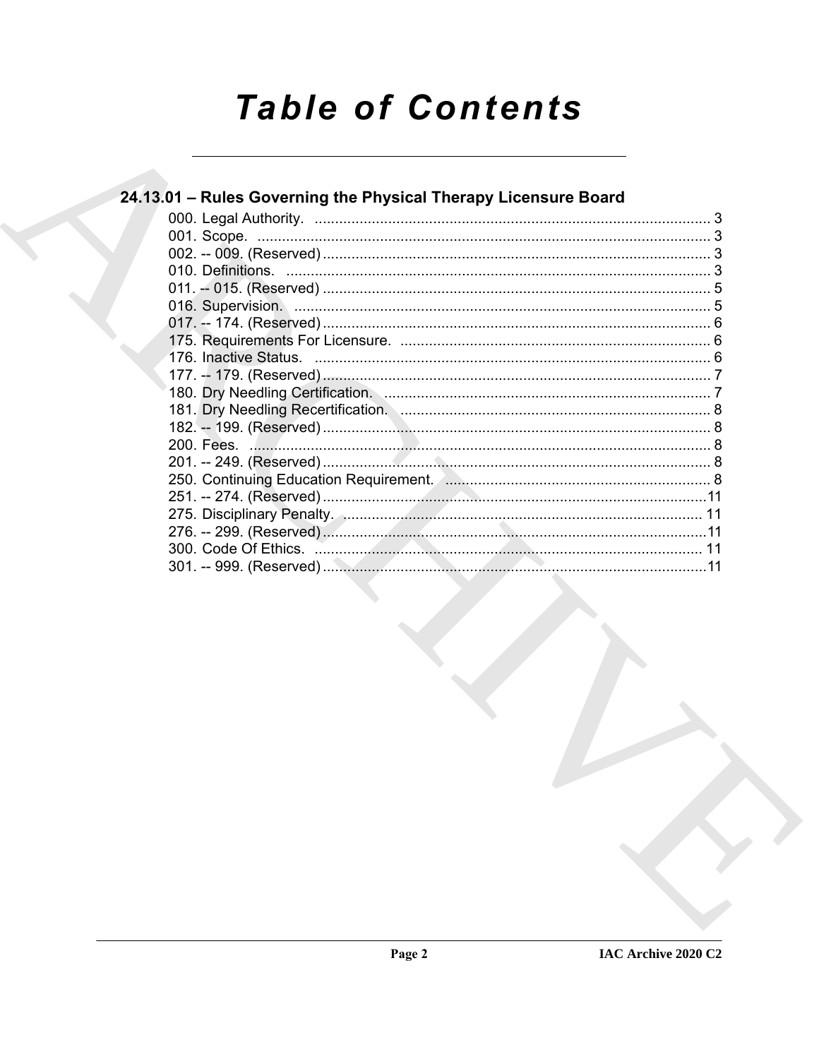# Table of Contents

## 24.13.01 – Rules Governing the Physical Therapy Licensure Board

000. Legal Authority. ........................................................................................ 3
001. Scope. ........................................................................................ 3
002. -- 009. (Reserved) ........................................................................................ 3
010. Definitions. ........................................................................................ 3
011. -- 015. (Reserved) ........................................................................................ 5
016. Supervision. ........................................................................................ 5
017. -- 174. (Reserved) ........................................................................................ 6
175. Requirements For Licensure. ........................................................................................ 6
176. Inactive Status. ........................................................................................ 6
177. -- 179. (Reserved) ........................................................................................ 7
180. Dry Needling Certification. ........................................................................................ 7
181. Dry Needling Recertification. ........................................................................................ 8
182. -- 199. (Reserved) ........................................................................................ 8
200. Fees. ........................................................................................ 8
201. -- 249. (Reserved) ........................................................................................ 8
250. Continuing Education Requirement. ........................................................................................ 8
251. -- 274. (Reserved) ........................................................................................ 11
275. Disciplinary Penalty. ........................................................................................ 11
276. -- 299. (Reserved) ........................................................................................ 11
300. Code Of Ethics. ........................................................................................ 11
301. -- 999. (Reserved) ........................................................................................ 11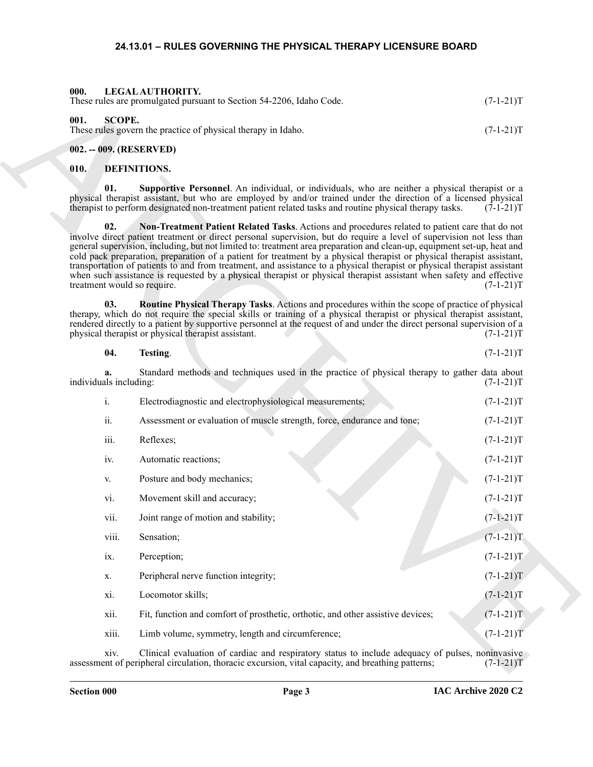# 24.13.01 – RULES GOVERNING THE PHYSICAL THERAPY LICENSURE BOARD

### 000. LEGAL AUTHORITY.

These rules are promulgated pursuant to Section 54-2206, Idaho Code. (7-1-21)T

### 001. SCOPE.

These rules govern the practice of physical therapy in Idaho. (7-1-21)T

### 002. -- 009. (RESERVED)

### 010. DEFINITIONS.

**01. Supportive Personnel**. An individual, or individuals, who are neither a physical therapist or a physical therapist assistant, but who are employed by and/or trained under the direction of a licensed physical therapist to perform designated non-treatment patient related tasks and routine physical therapy tasks. (7-1-21)T

**02. Non-Treatment Patient Related Tasks**. Actions and procedures related to patient care that do not involve direct patient treatment or direct personal supervision, but do require a level of supervision not less than general supervision, including, but not limited to: treatment area preparation and clean-up, equipment set-up, heat and cold pack preparation, preparation of a patient for treatment by a physical therapist or physical therapist assistant, transportation of patients to and from treatment, and assistance to a physical therapist or physical therapist assistant when such assistance is requested by a physical therapist or physical therapist assistant when safety and effective treatment would so require. (7-1-21)T

**03. Routine Physical Therapy Tasks**. Actions and procedures within the scope of practice of physical therapy, which do not require the special skills or training of a physical therapist or physical therapist assistant, rendered directly to a patient by supportive personnel at the request of and under the direct personal supervision of a physical therapist or physical therapist assistant. (7-1-21)T

**04. Testing**. (7-1-21)T

**a.** Standard methods and techniques used in the practice of physical therapy to gather data about individuals including: (7-1-21)T

i. Electrodiagnostic and electrophysiological measurements; (7-1-21)T

ii. Assessment or evaluation of muscle strength, force, endurance and tone; (7-1-21)T

iii. Reflexes; (7-1-21)T

iv. Automatic reactions; (7-1-21)T

v. Posture and body mechanics; (7-1-21)T

vi. Movement skill and accuracy; (7-1-21)T

vii. Joint range of motion and stability; (7-1-21)T

viii. Sensation; (7-1-21)T

ix. Perception; (7-1-21)T

x. Peripheral nerve function integrity; (7-1-21)T

xi. Locomotor skills; (7-1-21)T

xii. Fit, function and comfort of prosthetic, orthotic, and other assistive devices; (7-1-21)T

xiii. Limb volume, symmetry, length and circumference; (7-1-21)T

xiv. Clinical evaluation of cardiac and respiratory status to include adequacy of pulses, noninvasive assessment of peripheral circulation, thoracic excursion, vital capacity, and breathing patterns; (7-1-21)T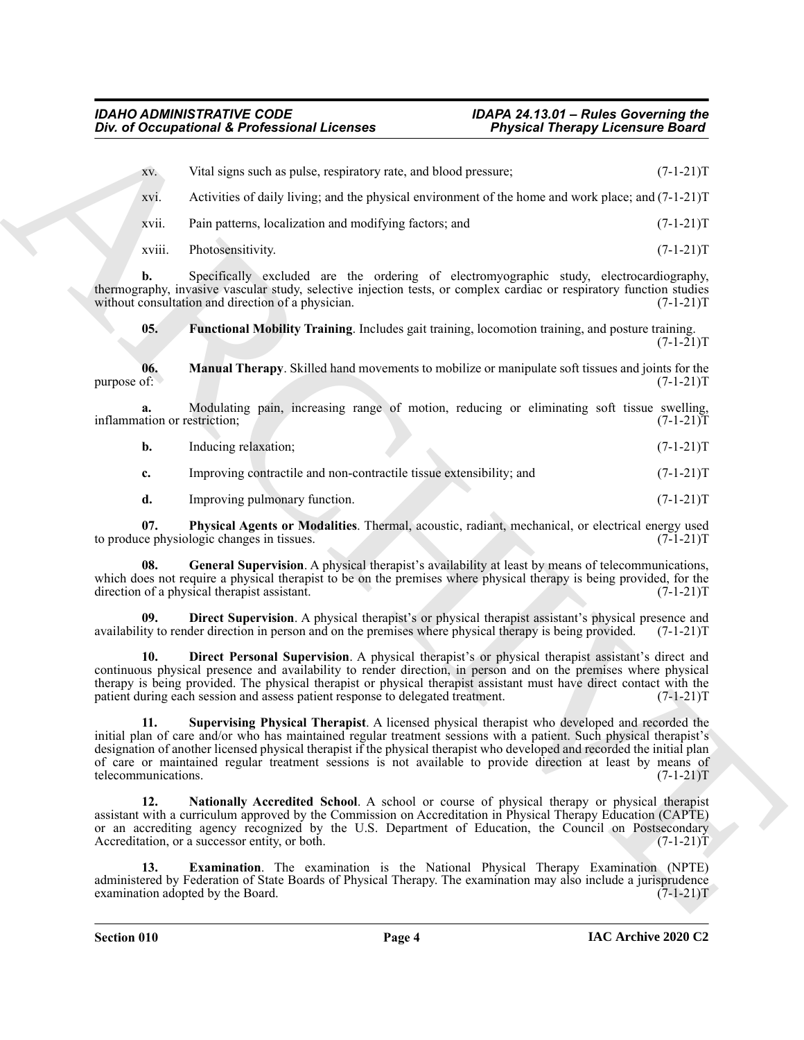xv. Vital signs such as pulse, respiratory rate, and blood pressure; (7-1-21)T

xvi. Activities of daily living; and the physical environment of the home and work place; and (7-1-21)T

xvii. Pain patterns, localization and modifying factors; and (7-1-21)T

xviii. Photosensitivity. (7-1-21)T

**b.** Specifically excluded are the ordering of electromyographic study, electrocardiography, thermography, invasive vascular study, selective injection tests, or complex cardiac or respiratory function studies without consultation and direction of a physician. (7-1-21)T

**05. Functional Mobility Training**. Includes gait training, locomotion training, and posture training. (7-1-21)T

**06. Manual Therapy**. Skilled hand movements to mobilize or manipulate soft tissues and joints for the purpose of: (7-1-21)T

**a.** Modulating pain, increasing range of motion, reducing or eliminating soft tissue swelling, inflammation or restriction; (7-1-21)T

**b.** Inducing relaxation; (7-1-21)T

**c.** Improving contractile and non-contractile tissue extensibility; and (7-1-21)T

**d.** Improving pulmonary function. (7-1-21)T

**07. Physical Agents or Modalities**. Thermal, acoustic, radiant, mechanical, or electrical energy used to produce physiologic changes in tissues. (7-1-21)T

**08. General Supervision**. A physical therapist's availability at least by means of telecommunications, which does not require a physical therapist to be on the premises where physical therapy is being provided, for the direction of a physical therapist assistant. (7-1-21)T

**09. Direct Supervision**. A physical therapist's or physical therapist assistant's physical presence and availability to render direction in person and on the premises where physical therapy is being provided. (7-1-21)T

**10. Direct Personal Supervision**. A physical therapist's or physical therapist assistant's direct and continuous physical presence and availability to render direction, in person and on the premises where physical therapy is being provided. The physical therapist or physical therapist assistant must have direct contact with the patient during each session and assess patient response to delegated treatment. (7-1-21)T

**11. Supervising Physical Therapist**. A licensed physical therapist who developed and recorded the initial plan of care and/or who has maintained regular treatment sessions with a patient. Such physical therapist's designation of another licensed physical therapist if the physical therapist who developed and recorded the initial plan of care or maintained regular treatment sessions is not available to provide direction at least by means of telecommunications. (7-1-21)T

**12. Nationally Accredited School**. A school or course of physical therapy or physical therapist assistant with a curriculum approved by the Commission on Accreditation in Physical Therapy Education (CAPTE) or an accrediting agency recognized by the U.S. Department of Education, the Council on Postsecondary Accreditation, or a successor entity, or both. (7-1-21)T

**13. Examination**. The examination is the National Physical Therapy Examination (NPTE) administered by Federation of State Boards of Physical Therapy. The examination may also include a jurisprudence examination adopted by the Board. (7-1-21)T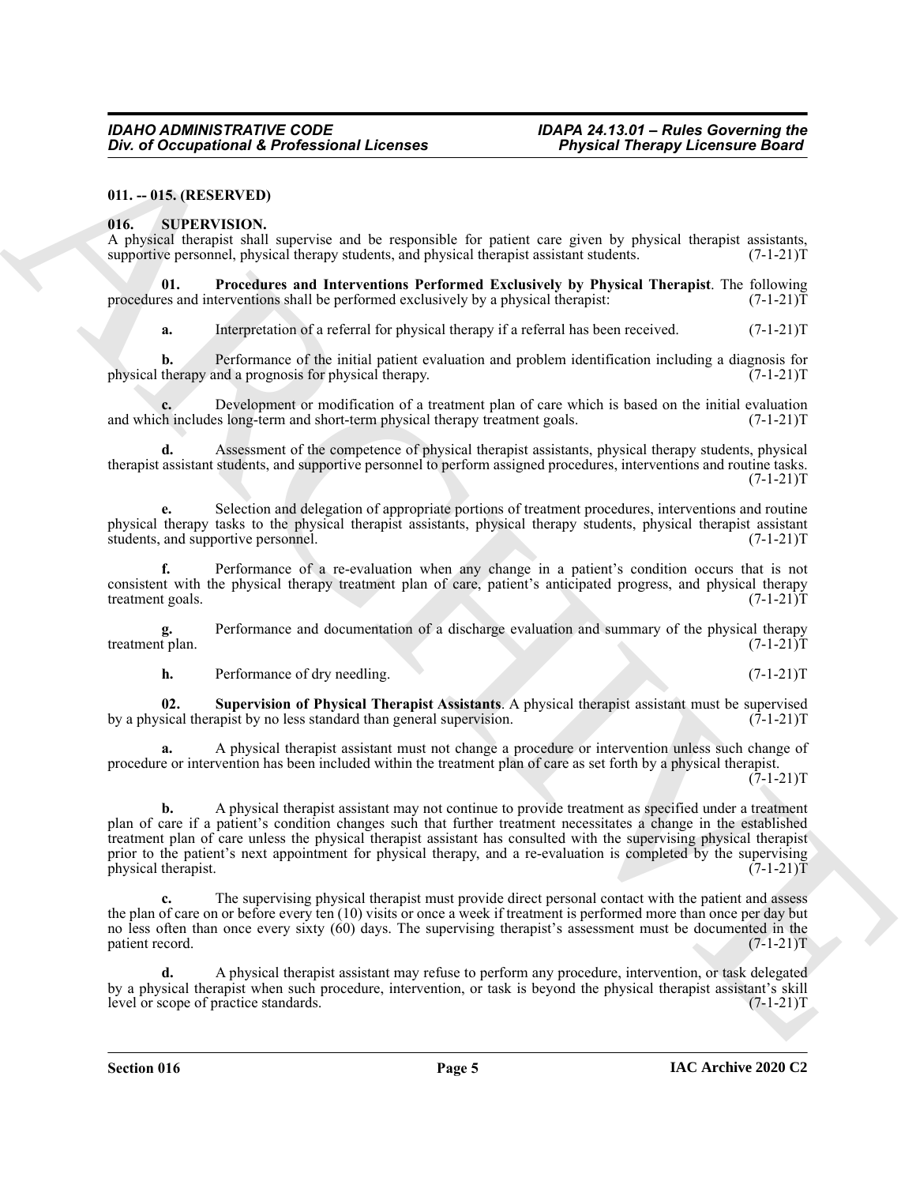**011. -- 015. (RESERVED)**

**016. SUPERVISION.**

A physical therapist shall supervise and be responsible for patient care given by physical therapist assistants, supportive personnel, physical therapy students, and physical therapist assistant students. (7-1-21)T

**01. Procedures and Interventions Performed Exclusively by Physical Therapist**. The following procedures and interventions shall be performed exclusively by a physical therapist: (7-1-21)T

**a.** Interpretation of a referral for physical therapy if a referral has been received. (7-1-21)T

**b.** Performance of the initial patient evaluation and problem identification including a diagnosis for physical therapy and a prognosis for physical therapy. (7-1-21)T

**c.** Development or modification of a treatment plan of care which is based on the initial evaluation and which includes long-term and short-term physical therapy treatment goals. (7-1-21)T

**d.** Assessment of the competence of physical therapist assistants, physical therapy students, physical therapist assistant students, and supportive personnel to perform assigned procedures, interventions and routine tasks. (7-1-21)T

**e.** Selection and delegation of appropriate portions of treatment procedures, interventions and routine physical therapy tasks to the physical therapist assistants, physical therapy students, physical therapist assistant students, and supportive personnel. (7-1-21)T

**f.** Performance of a re-evaluation when any change in a patient's condition occurs that is not consistent with the physical therapy treatment plan of care, patient's anticipated progress, and physical therapy treatment goals. (7-1-21)T

**g.** Performance and documentation of a discharge evaluation and summary of the physical therapy treatment plan. (7-1-21)T

**h.** Performance of dry needling. (7-1-21)T

**02. Supervision of Physical Therapist Assistants**. A physical therapist assistant must be supervised by a physical therapist by no less standard than general supervision. (7-1-21)T

**a.** A physical therapist assistant must not change a procedure or intervention unless such change of procedure or intervention has been included within the treatment plan of care as set forth by a physical therapist. (7-1-21)T

**b.** A physical therapist assistant may not continue to provide treatment as specified under a treatment plan of care if a patient's condition changes such that further treatment necessitates a change in the established treatment plan of care unless the physical therapist assistant has consulted with the supervising physical therapist prior to the patient's next appointment for physical therapy, and a re-evaluation is completed by the supervising physical therapist. (7-1-21)T

**c.** The supervising physical therapist must provide direct personal contact with the patient and assess the plan of care on or before every ten (10) visits or once a week if treatment is performed more than once per day but no less often than once every sixty (60) days. The supervising therapist's assessment must be documented in the patient record. (7-1-21)T

**d.** A physical therapist assistant may refuse to perform any procedure, intervention, or task delegated by a physical therapist when such procedure, intervention, or task is beyond the physical therapist assistant's skill level or scope of practice standards. (7-1-21)T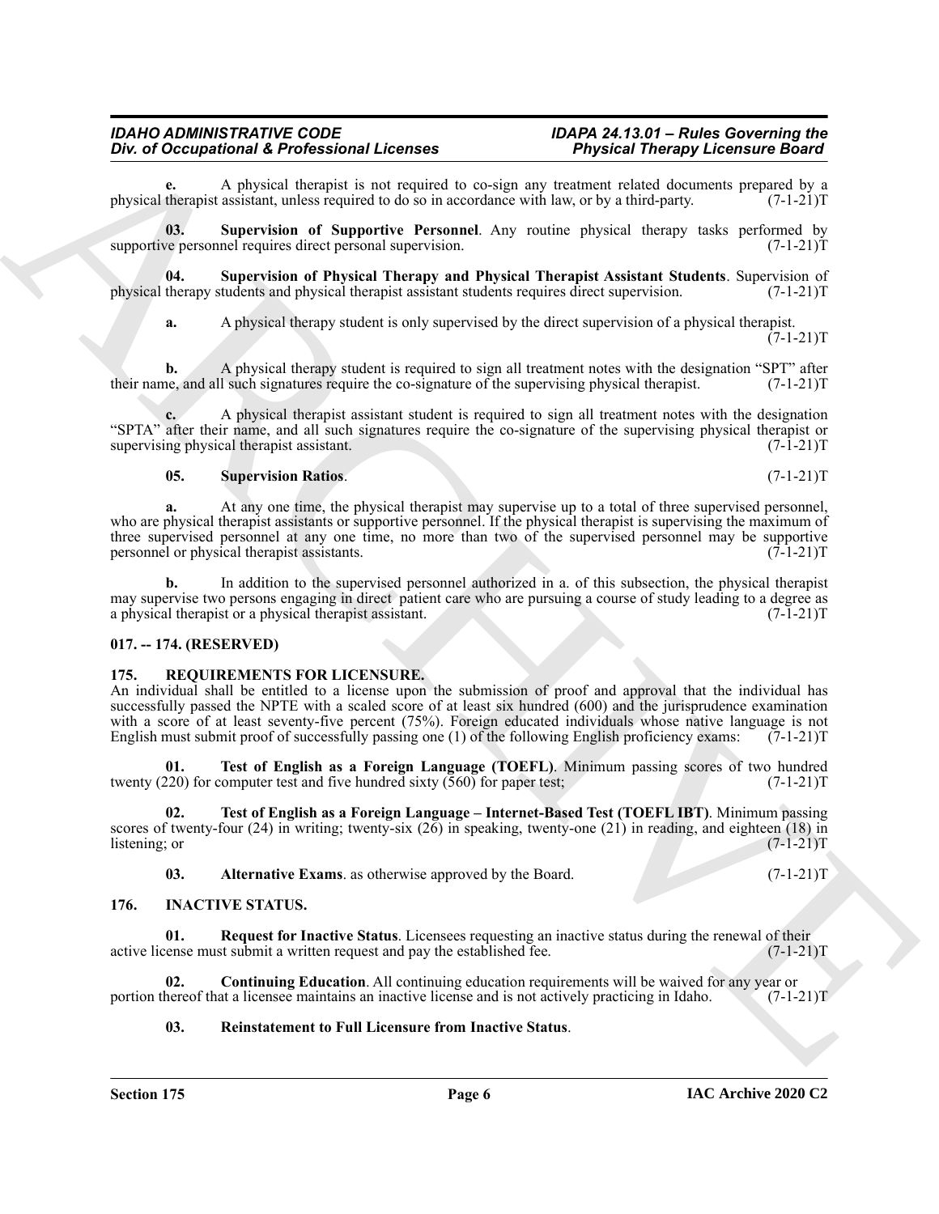**e.** A physical therapist is not required to co-sign any treatment related documents prepared by a physical therapist assistant, unless required to do so in accordance with law, or by a third-party. (7-1-21)T

**03. Supervision of Supportive Personnel**. Any routine physical therapy tasks performed by supportive personnel requires direct personal supervision. (7-1-21)T

**04. Supervision of Physical Therapy and Physical Therapist Assistant Students**. Supervision of physical therapy students and physical therapist assistant students requires direct supervision. (7-1-21)T

**a.** A physical therapy student is only supervised by the direct supervision of a physical therapist. (7-1-21)T

**b.** A physical therapy student is required to sign all treatment notes with the designation "SPT" after their name, and all such signatures require the co-signature of the supervising physical therapist. (7-1-21)T

**c.** A physical therapist assistant student is required to sign all treatment notes with the designation "SPTA" after their name, and all such signatures require the co-signature of the supervising physical therapist or supervising physical therapist assistant. (7-1-21)T

**05. Supervision Ratios**. (7-1-21)T

**a.** At any one time, the physical therapist may supervise up to a total of three supervised personnel, who are physical therapist assistants or supportive personnel. If the physical therapist is supervising the maximum of three supervised personnel at any one time, no more than two of the supervised personnel may be supportive personnel or physical therapist assistants. (7-1-21)T

**b.** In addition to the supervised personnel authorized in a. of this subsection, the physical therapist may supervise two persons engaging in direct patient care who are pursuing a course of study leading to a degree as a physical therapist or a physical therapist assistant. (7-1-21)T

## 017. -- 174. (RESERVED)

## 175. REQUIREMENTS FOR LICENSURE.

An individual shall be entitled to a license upon the submission of proof and approval that the individual has successfully passed the NPTE with a scaled score of at least six hundred (600) and the jurisprudence examination with a score of at least seventy-five percent (75%). Foreign educated individuals whose native language is not English must submit proof of successfully passing one (1) of the following English proficiency exams: (7-1-21)T

**01. Test of English as a Foreign Language (TOEFL)**. Minimum passing scores of two hundred twenty (220) for computer test and five hundred sixty (560) for paper test; (7-1-21)T

**02. Test of English as a Foreign Language – Internet-Based Test (TOEFL IBT)**. Minimum passing scores of twenty-four (24) in writing; twenty-six (26) in speaking, twenty-one (21) in reading, and eighteen (18) in listening; or (7-1-21)T

**03. Alternative Exams**. as otherwise approved by the Board. (7-1-21)T

## 176. INACTIVE STATUS.

**01. Request for Inactive Status**. Licensees requesting an inactive status during the renewal of their active license must submit a written request and pay the established fee. (7-1-21)T

**02. Continuing Education**. All continuing education requirements will be waived for any year or portion thereof that a licensee maintains an inactive license and is not actively practicing in Idaho. (7-1-21)T

**03. Reinstatement to Full Licensure from Inactive Status**.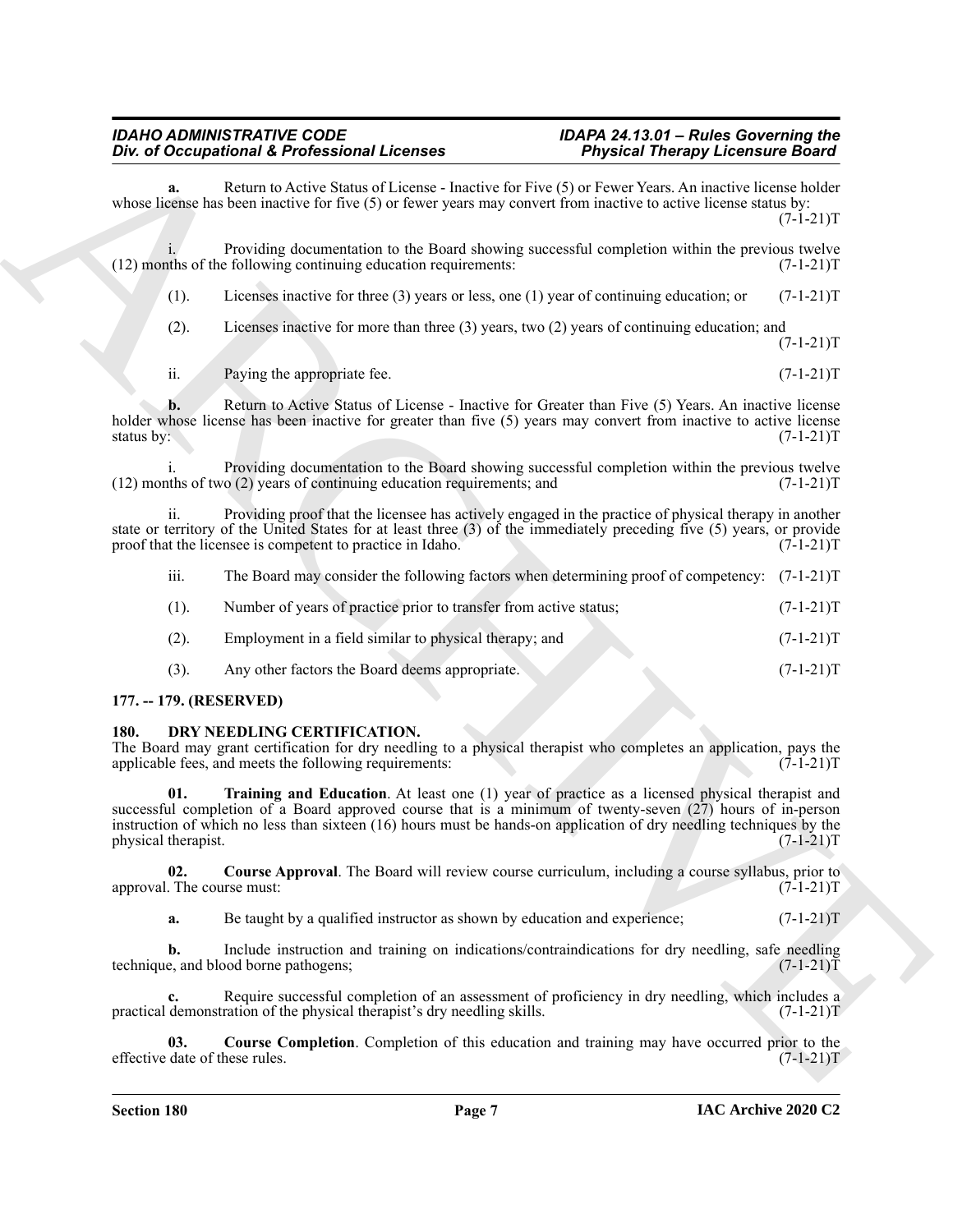**a.** Return to Active Status of License - Inactive for Five (5) or Fewer Years. An inactive license holder whose license has been inactive for five (5) or fewer years may convert from inactive to active license status by: (7-1-21)T

i. Providing documentation to the Board showing successful completion within the previous twelve (12) months of the following continuing education requirements: (7-1-21)T

(1). Licenses inactive for three (3) years or less, one (1) year of continuing education; or (7-1-21)T

(2). Licenses inactive for more than three (3) years, two (2) years of continuing education; and (7-1-21)T

ii. Paying the appropriate fee. (7-1-21)T

**b.** Return to Active Status of License - Inactive for Greater than Five (5) Years. An inactive license holder whose license has been inactive for greater than five (5) years may convert from inactive to active license status by: (7-1-21)T

i. Providing documentation to the Board showing successful completion within the previous twelve (12) months of two (2) years of continuing education requirements; and (7-1-21)T

ii. Providing proof that the licensee has actively engaged in the practice of physical therapy in another state or territory of the United States for at least three (3) of the immediately preceding five (5) years, or provide proof that the licensee is competent to practice in Idaho. (7-1-21)T

iii. The Board may consider the following factors when determining proof of competency: (7-1-21)T

(1). Number of years of practice prior to transfer from active status; (7-1-21)T

(2). Employment in a field similar to physical therapy; and (7-1-21)T

(3). Any other factors the Board deems appropriate. (7-1-21)T

**177. -- 179. (RESERVED)**

**180. DRY NEEDLING CERTIFICATION.**

The Board may grant certification for dry needling to a physical therapist who completes an application, pays the applicable fees, and meets the following requirements: (7-1-21)T

**01. Training and Education**. At least one (1) year of practice as a licensed physical therapist and successful completion of a Board approved course that is a minimum of twenty-seven (27) hours of in-person instruction of which no less than sixteen (16) hours must be hands-on application of dry needling techniques by the physical therapist. (7-1-21)T

**02. Course Approval**. The Board will review course curriculum, including a course syllabus, prior to approval. The course must: (7-1-21)T

**a.** Be taught by a qualified instructor as shown by education and experience; (7-1-21)T

**b.** Include instruction and training on indications/contraindications for dry needling, safe needling technique, and blood borne pathogens; (7-1-21)T

**c.** Require successful completion of an assessment of proficiency in dry needling, which includes a practical demonstration of the physical therapist's dry needling skills. (7-1-21)T

**03. Course Completion**. Completion of this education and training may have occurred prior to the effective date of these rules. (7-1-21)T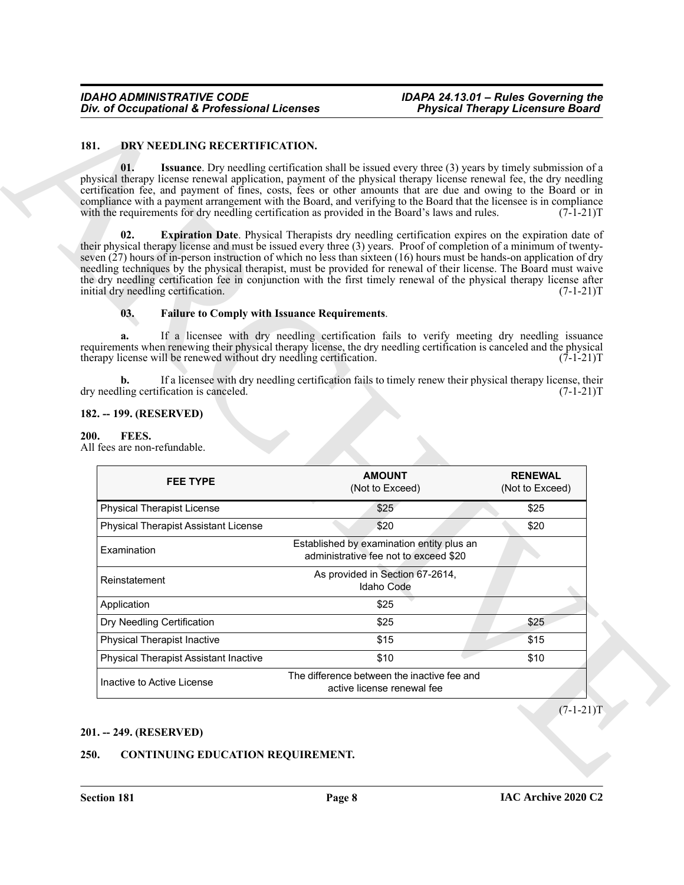## 181. DRY NEEDLING RECERTIFICATION.

**01. Issuance**. Dry needling certification shall be issued every three (3) years by timely submission of a physical therapy license renewal application, payment of the physical therapy license renewal fee, the dry needling certification fee, and payment of fines, costs, fees or other amounts that are due and owing to the Board or in compliance with a payment arrangement with the Board, and verifying to the Board that the licensee is in compliance with the requirements for dry needling certification as provided in the Board's laws and rules. (7-1-21)T

**02. Expiration Date**. Physical Therapists dry needling certification expires on the expiration date of their physical therapy license and must be issued every three (3) years. Proof of completion of a minimum of twenty-seven (27) hours of in-person instruction of which no less than sixteen (16) hours must be hands-on application of dry needling techniques by the physical therapist, must be provided for renewal of their license. The Board must waive the dry needling certification fee in conjunction with the first timely renewal of the physical therapy license after initial dry needling certification. (7-1-21)T

**03. Failure to Comply with Issuance Requirements**.

**a.** If a licensee with dry needling certification fails to verify meeting dry needling issuance requirements when renewing their physical therapy license, the dry needling certification is canceled and the physical therapy license will be renewed without dry needling certification. (7-1-21)T

**b.** If a licensee with dry needling certification fails to timely renew their physical therapy license, their dry needling certification is canceled. (7-1-21)T

## 182. -- 199. (RESERVED)

## 200. FEES.

All fees are non-refundable.

| FEE TYPE | AMOUNT (Not to Exceed) | RENEWAL (Not to Exceed) |
|---|---|---|
| Physical Therapist License | $25 | $25 |
| Physical Therapist Assistant License | $20 | $20 |
| Examination | Established by examination entity plus an administrative fee not to exceed $20 | |
| Reinstatement | As provided in Section 67-2614, Idaho Code | |
| Application | $25 | |
| Dry Needling Certification | $25 | $25 |
| Physical Therapist Inactive | $15 | $15 |
| Physical Therapist Assistant Inactive | $10 | $10 |
| Inactive to Active License | The difference between the inactive fee and active license renewal fee | |

(7-1-21)T

## 201. -- 249. (RESERVED)

## 250. CONTINUING EDUCATION REQUIREMENT.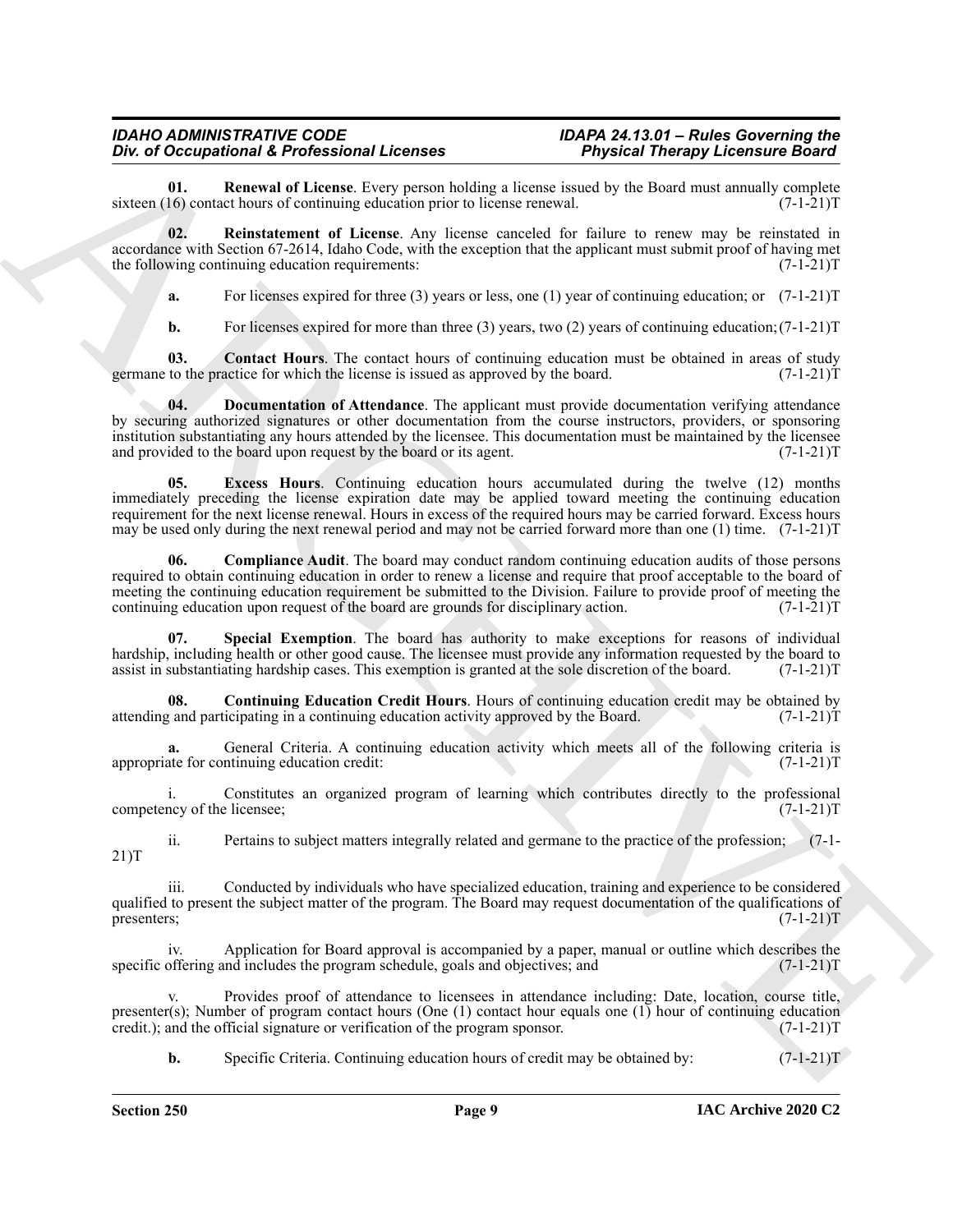**01. Renewal of License**. Every person holding a license issued by the Board must annually complete sixteen (16) contact hours of continuing education prior to license renewal. (7-1-21)T

**02. Reinstatement of License**. Any license canceled for failure to renew may be reinstated in accordance with Section 67-2614, Idaho Code, with the exception that the applicant must submit proof of having met the following continuing education requirements: (7-1-21)T

**a.** For licenses expired for three (3) years or less, one (1) year of continuing education; or (7-1-21)T

**b.** For licenses expired for more than three (3) years, two (2) years of continuing education; (7-1-21)T

**03. Contact Hours**. The contact hours of continuing education must be obtained in areas of study germane to the practice for which the license is issued as approved by the board. (7-1-21)T

**04. Documentation of Attendance**. The applicant must provide documentation verifying attendance by securing authorized signatures or other documentation from the course instructors, providers, or sponsoring institution substantiating any hours attended by the licensee. This documentation must be maintained by the licensee and provided to the board upon request by the board or its agent. (7-1-21)T

**05. Excess Hours**. Continuing education hours accumulated during the twelve (12) months immediately preceding the license expiration date may be applied toward meeting the continuing education requirement for the next license renewal. Hours in excess of the required hours may be carried forward. Excess hours may be used only during the next renewal period and may not be carried forward more than one (1) time. (7-1-21)T

**06. Compliance Audit**. The board may conduct random continuing education audits of those persons required to obtain continuing education in order to renew a license and require that proof acceptable to the board of meeting the continuing education requirement be submitted to the Division. Failure to provide proof of meeting the continuing education upon request of the board are grounds for disciplinary action. (7-1-21)T

**07. Special Exemption**. The board has authority to make exceptions for reasons of individual hardship, including health or other good cause. The licensee must provide any information requested by the board to assist in substantiating hardship cases. This exemption is granted at the sole discretion of the board. (7-1-21)T

**08. Continuing Education Credit Hours**. Hours of continuing education credit may be obtained by attending and participating in a continuing education activity approved by the Board. (7-1-21)T

**a.** General Criteria. A continuing education activity which meets all of the following criteria is appropriate for continuing education credit: (7-1-21)T

i. Constitutes an organized program of learning which contributes directly to the professional competency of the licensee; (7-1-21)T

ii. Pertains to subject matters integrally related and germane to the practice of the profession; (7-1-21)T

iii. Conducted by individuals who have specialized education, training and experience to be considered qualified to present the subject matter of the program. The Board may request documentation of the qualifications of presenters; (7-1-21)T

iv. Application for Board approval is accompanied by a paper, manual or outline which describes the specific offering and includes the program schedule, goals and objectives; and (7-1-21)T

v. Provides proof of attendance to licensees in attendance including: Date, location, course title, presenter(s); Number of program contact hours (One (1) contact hour equals one (1) hour of continuing education credit.); and the official signature or verification of the program sponsor. (7-1-21)T

**b.** Specific Criteria. Continuing education hours of credit may be obtained by: (7-1-21)T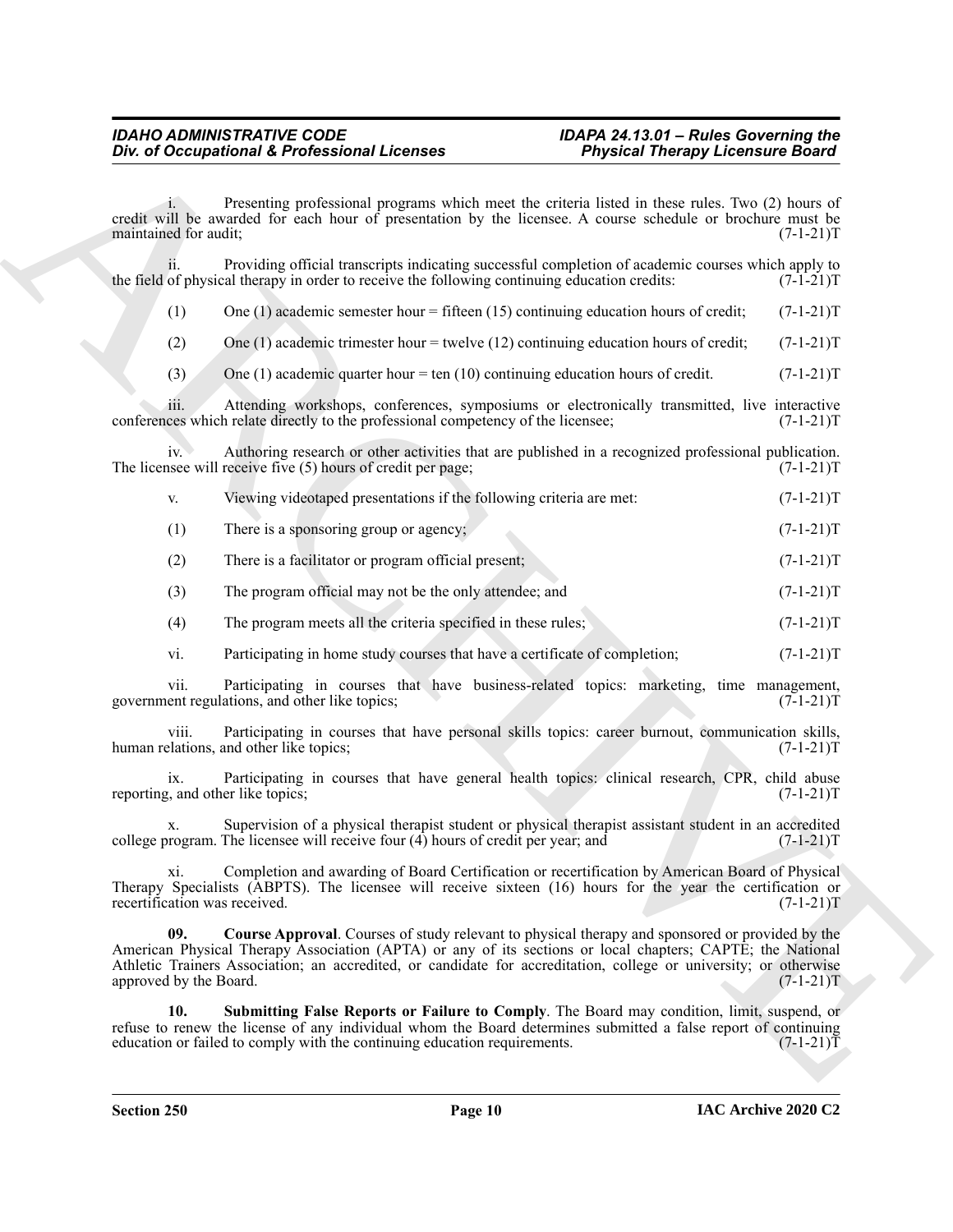i. Presenting professional programs which meet the criteria listed in these rules. Two (2) hours of credit will be awarded for each hour of presentation by the licensee. A course schedule or brochure must be maintained for audit; (7-1-21)T

ii. Providing official transcripts indicating successful completion of academic courses which apply to the field of physical therapy in order to receive the following continuing education credits: (7-1-21)T

(1) One (1) academic semester hour = fifteen (15) continuing education hours of credit; (7-1-21)T

(2) One (1) academic trimester hour = twelve (12) continuing education hours of credit; (7-1-21)T

(3) One (1) academic quarter hour = ten (10) continuing education hours of credit. (7-1-21)T

iii. Attending workshops, conferences, symposiums or electronically transmitted, live interactive conferences which relate directly to the professional competency of the licensee; (7-1-21)T

iv. Authoring research or other activities that are published in a recognized professional publication. The licensee will receive five (5) hours of credit per page; (7-1-21)T

v. Viewing videotaped presentations if the following criteria are met: (7-1-21)T

(1) There is a sponsoring group or agency; (7-1-21)T

(2) There is a facilitator or program official present; (7-1-21)T

(3) The program official may not be the only attendee; and (7-1-21)T

(4) The program meets all the criteria specified in these rules; (7-1-21)T

vi. Participating in home study courses that have a certificate of completion; (7-1-21)T

vii. Participating in courses that have business-related topics: marketing, time management, government regulations, and other like topics; (7-1-21)T

viii. Participating in courses that have personal skills topics: career burnout, communication skills, human relations, and other like topics; (7-1-21)T

ix. Participating in courses that have general health topics: clinical research, CPR, child abuse reporting, and other like topics; (7-1-21)T

x. Supervision of a physical therapist student or physical therapist assistant student in an accredited college program. The licensee will receive four (4) hours of credit per year; and (7-1-21)T

xi. Completion and awarding of Board Certification or recertification by American Board of Physical Therapy Specialists (ABPTS). The licensee will receive sixteen (16) hours for the year the certification or recertification was received. (7-1-21)T

**09. Course Approval**. Courses of study relevant to physical therapy and sponsored or provided by the American Physical Therapy Association (APTA) or any of its sections or local chapters; CAPTE; the National Athletic Trainers Association; an accredited, or candidate for accreditation, college or university; or otherwise approved by the Board. (7-1-21)T

**10. Submitting False Reports or Failure to Comply**. The Board may condition, limit, suspend, or refuse to renew the license of any individual whom the Board determines submitted a false report of continuing education or failed to comply with the continuing education requirements. (7-1-21)T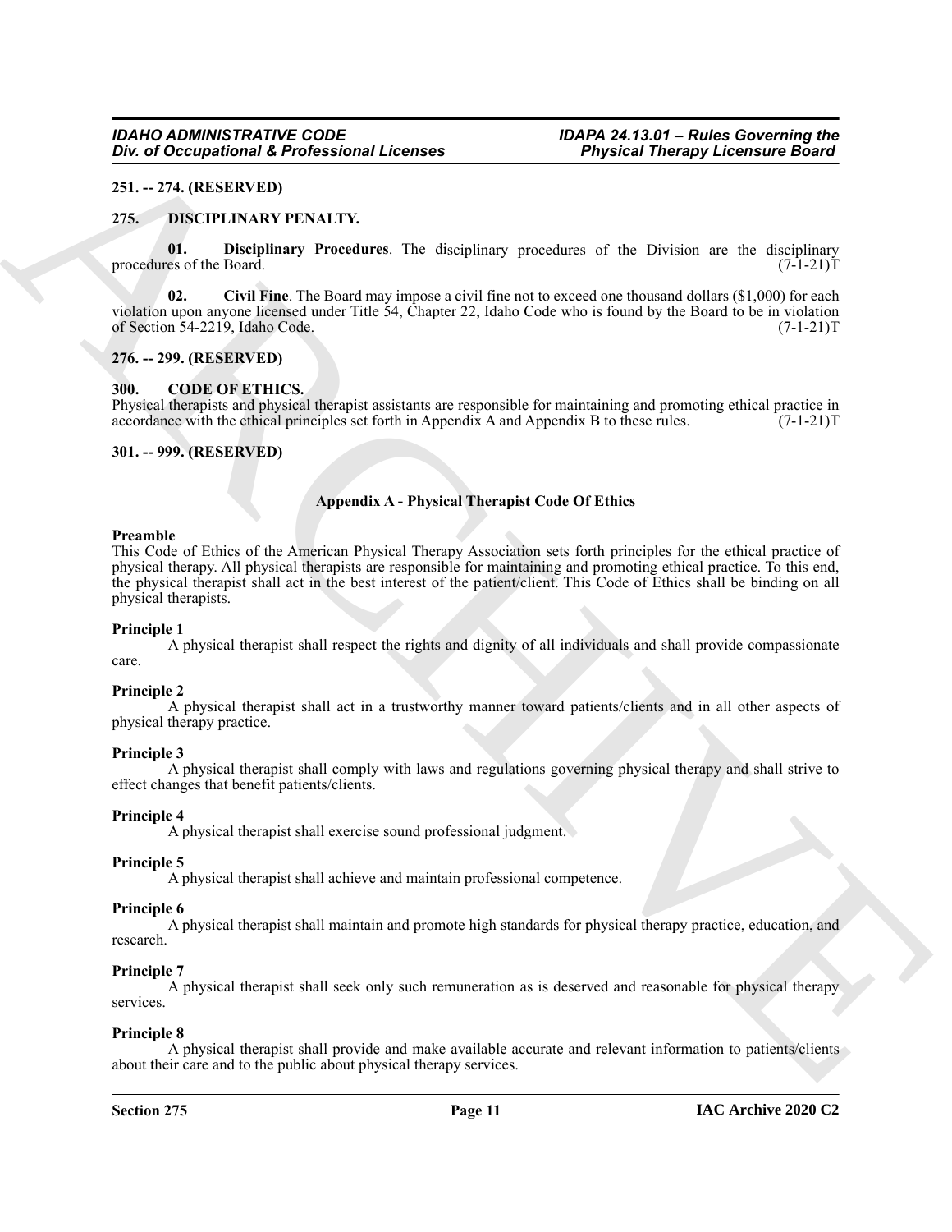**251. -- 274. (RESERVED)**

## 275. DISCIPLINARY PENALTY.

**01. Disciplinary Procedures**. The disciplinary procedures of the Division are the disciplinary procedures of the Board. (7-1-21)T

**02. Civil Fine**. The Board may impose a civil fine not to exceed one thousand dollars ($1,000) for each violation upon anyone licensed under Title 54, Chapter 22, Idaho Code who is found by the Board to be in violation of Section 54-2219, Idaho Code. (7-1-21)T

**276. -- 299. (RESERVED)**

## 300. CODE OF ETHICS.

Physical therapists and physical therapist assistants are responsible for maintaining and promoting ethical practice in accordance with the ethical principles set forth in Appendix A and Appendix B to these rules. (7-1-21)T

**301. -- 999. (RESERVED)**

## Appendix A - Physical Therapist Code Of Ethics

**Preamble**

This Code of Ethics of the American Physical Therapy Association sets forth principles for the ethical practice of physical therapy. All physical therapists are responsible for maintaining and promoting ethical practice. To this end, the physical therapist shall act in the best interest of the patient/client. This Code of Ethics shall be binding on all physical therapists.

**Principle 1**

A physical therapist shall respect the rights and dignity of all individuals and shall provide compassionate care.

**Principle 2**

A physical therapist shall act in a trustworthy manner toward patients/clients and in all other aspects of physical therapy practice.

**Principle 3**

A physical therapist shall comply with laws and regulations governing physical therapy and shall strive to effect changes that benefit patients/clients.

**Principle 4**

A physical therapist shall exercise sound professional judgment.

**Principle 5**

A physical therapist shall achieve and maintain professional competence.

**Principle 6**

A physical therapist shall maintain and promote high standards for physical therapy practice, education, and research.

**Principle 7**

A physical therapist shall seek only such remuneration as is deserved and reasonable for physical therapy services.

**Principle 8**

A physical therapist shall provide and make available accurate and relevant information to patients/clients about their care and to the public about physical therapy services.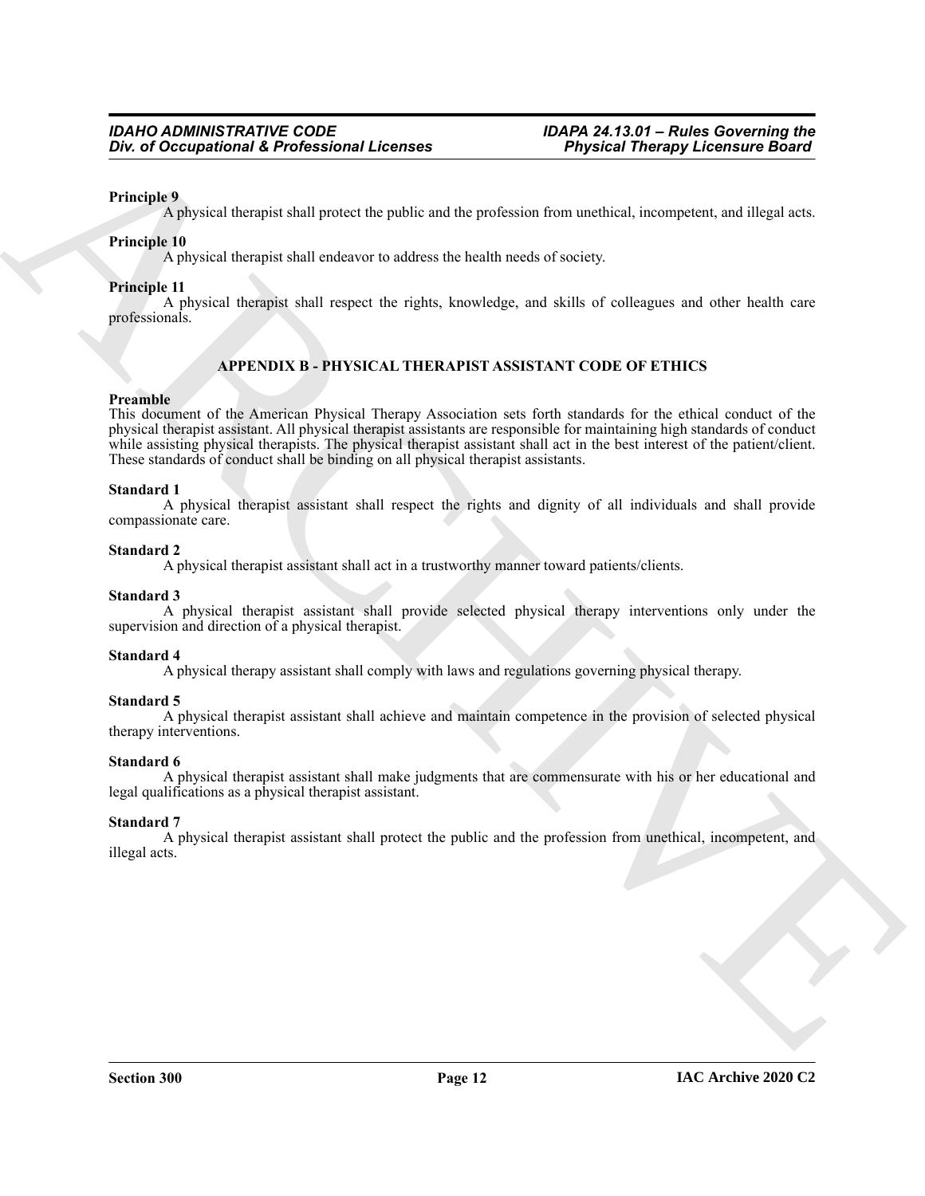**Principle 9**

A physical therapist shall protect the public and the profession from unethical, incompetent, and illegal acts.

**Principle 10**

A physical therapist shall endeavor to address the health needs of society.

**Principle 11**

A physical therapist shall respect the rights, knowledge, and skills of colleagues and other health care professionals.

## APPENDIX B - PHYSICAL THERAPIST ASSISTANT CODE OF ETHICS

**Preamble**

This document of the American Physical Therapy Association sets forth standards for the ethical conduct of the physical therapist assistant. All physical therapist assistants are responsible for maintaining high standards of conduct while assisting physical therapists. The physical therapist assistant shall act in the best interest of the patient/client. These standards of conduct shall be binding on all physical therapist assistants.

**Standard 1**

A physical therapist assistant shall respect the rights and dignity of all individuals and shall provide compassionate care.

**Standard 2**

A physical therapist assistant shall act in a trustworthy manner toward patients/clients.

**Standard 3**

A physical therapist assistant shall provide selected physical therapy interventions only under the supervision and direction of a physical therapist.

**Standard 4**

A physical therapy assistant shall comply with laws and regulations governing physical therapy.

**Standard 5**

A physical therapist assistant shall achieve and maintain competence in the provision of selected physical therapy interventions.

**Standard 6**

A physical therapist assistant shall make judgments that are commensurate with his or her educational and legal qualifications as a physical therapist assistant.

**Standard 7**

A physical therapist assistant shall protect the public and the profession from unethical, incompetent, and illegal acts.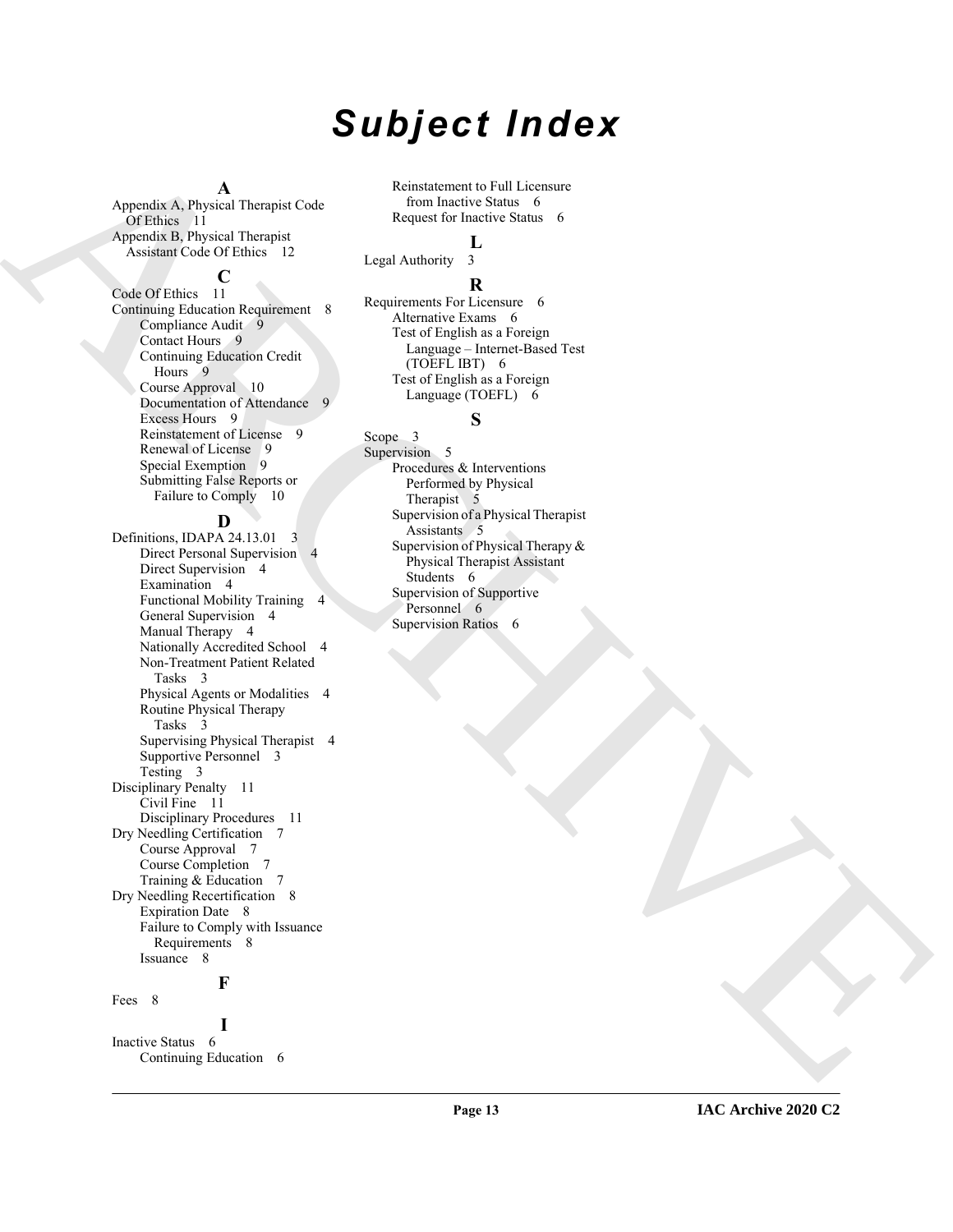# Subject Index

**A**

Appendix A, Physical Therapist Code Of Ethics 11
Appendix B, Physical Therapist Assistant Code Of Ethics 12

**C**

Code Of Ethics 11
Continuing Education Requirement 8
- Compliance Audit 9
- Contact Hours 9
- Continuing Education Credit Hours 9
- Course Approval 10
- Documentation of Attendance 9
- Excess Hours 9
- Reinstatement of License 9
- Renewal of License 9
- Special Exemption 9
- Submitting False Reports or Failure to Comply 10

**D**

Definitions, IDAPA 24.13.01 3
- Direct Personal Supervision 4
- Direct Supervision 4
- Examination 4
- Functional Mobility Training 4
- General Supervision 4
- Manual Therapy 4
- Nationally Accredited School 4
- Non-Treatment Patient Related Tasks 3
- Physical Agents or Modalities 4
- Routine Physical Therapy Tasks 3
- Supervising Physical Therapist 4
- Supportive Personnel 3
- Testing 3

Disciplinary Penalty 11
- Civil Fine 11
- Disciplinary Procedures 11

Dry Needling Certification 7
- Course Approval 7
- Course Completion 7
- Training & Education 7

Dry Needling Recertification 8
- Expiration Date 8
- Failure to Comply with Issuance Requirements 8
- Issuance 8

**F**

Fees 8

**I**

Inactive Status 6
- Continuing Education 6
- Reinstatement to Full Licensure from Inactive Status 6
- Request for Inactive Status 6

**L**

Legal Authority 3

**R**

Requirements For Licensure 6
- Alternative Exams 6
- Test of English as a Foreign Language – Internet-Based Test (TOEFL IBT) 6
- Test of English as a Foreign Language (TOEFL) 6

**S**

Scope 3
Supervision 5
- Procedures & Interventions Performed by Physical Therapist 5
- Supervision of a Physical Therapist Assistants 5
- Supervision of Physical Therapy & Physical Therapist Assistant Students 6
- Supervision of Supportive Personnel 6
- Supervision Ratios 6